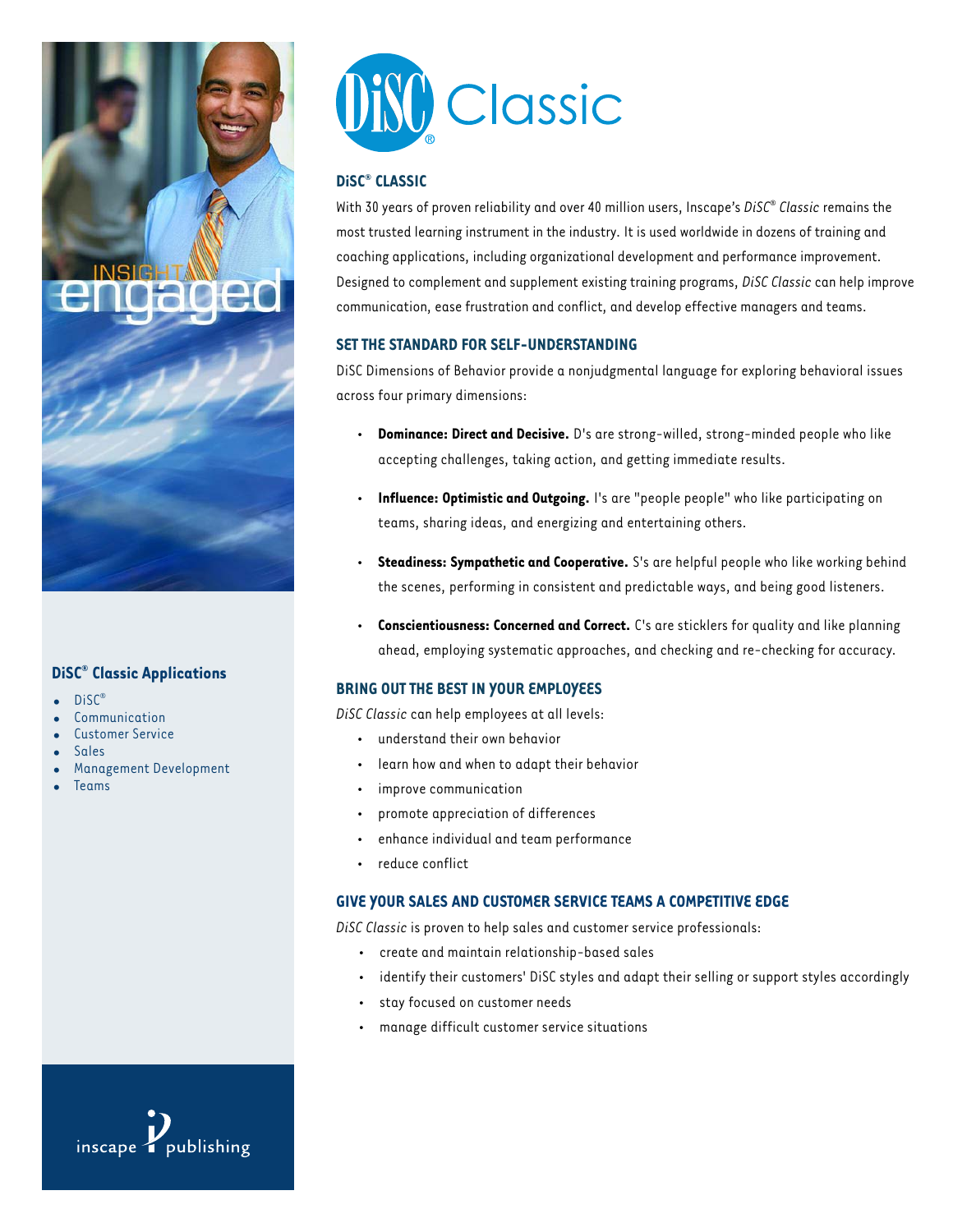# DiSC® Classic

## DiSC® CLASSIC

With 30 years of proven reliability and over 40 million users, Inscape's *DiSC® Classic* remains the most trusted learning instrument in the industry. It is used worldwide in dozens of training and coaching applications, including organizational development and performance improvement. Designed to complement and supplement existing training programs, *DiSC Classic* can help improve communication, ease frustration and conflict, and develop effective managers and teams.

## SET THE STANDARD FOR SELF-UNDERSTANDING

DiSC Dimensions of Behavior provide a nonjudgmental language for exploring behavioral issues across four primary dimensions:

- **Dominance: Direct and Decisive.** D's are strong-willed, strong-minded people who like accepting challenges, taking action, and getting immediate results.
- **Influence: Optimistic and Outgoing.** I's are "people people" who like participating on teams, sharing ideas, and energizing and entertaining others.
- **Steadiness: Sympathetic and Cooperative.** S's are helpful people who like working behind the scenes, performing in consistent and predictable ways, and being good listeners.
- **Conscientiousness: Concerned and Correct.** C's are sticklers for quality and like planning ahead, employing systematic approaches, and checking and re-checking for accuracy.

## BRING OUT THE BEST IN YOUR EMPLOYEES

*DiSC Classic* can help employees at all levels:

- understand their own behavior
- learn how and when to adapt their behavior
- improve communication
- promote appreciation of differences
- enhance individual and team performance
- reduce conflict

## GIVE YOUR SALES AND CUSTOMER SERVICE TEAMS A COMPETITIVE EDGE

*DiSC Classic* is proven to help sales and customer service professionals:

- create and maintain relationship-based sales
- identify their customers' DiSC styles and adapt their selling or support styles accordingly
- stay focused on customer needs
- manage difficult customer service situations

INSIGHT engaged

### DiSC® Classic Applications

- DiSC®
- Communication
- Customer Service
- Sales
- Management Development
- Teams

inscape publishing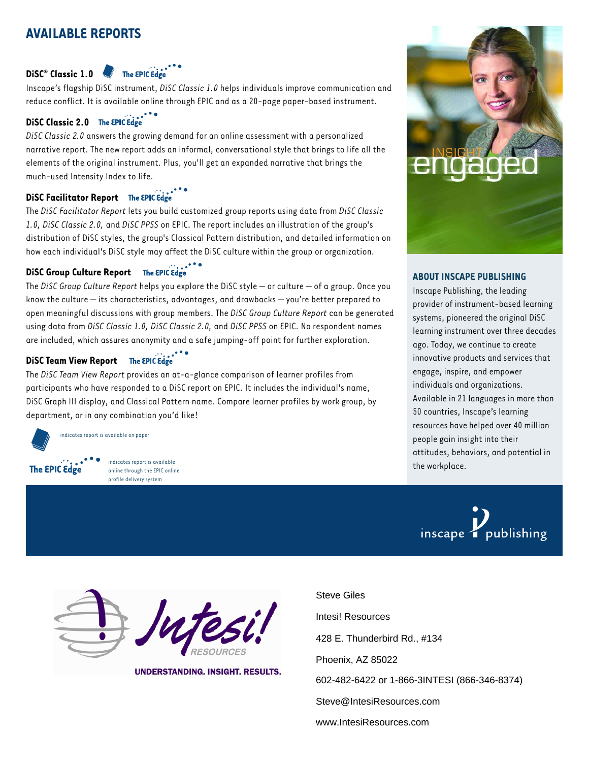## AVAILABLE REPORTS

### DiSC® Classic 1.0 The EPIC Edge

Inscape's flagship DiSC instrument, *DiSC Classic 1.0* helps individuals improve communication and reduce conflict. It is available online through EPIC and as a 20-page paper-based instrument.

### DiSC Classic 2.0 The EPIC Edge

*DiSC Classic 2.0* answers the growing demand for an online assessment with a personalized narrative report. The new report adds an informal, conversational style that brings to life all the elements of the original instrument. Plus, you'll get an expanded narrative that brings the much-used Intensity Index to life.

### DiSC Facilitator Report The EPIC Edge

The *DiSC Facilitator Report* lets you build customized group reports using data from *DiSC Classic 1.0, DiSC Classic 2.0,* and *DiSC PPSS* on EPIC. The report includes an illustration of the group's distribution of DiSC styles, the group's Classical Pattern distribution, and detailed information on how each individual's DiSC style may affect the DiSC culture within the group or organization.

### DiSC Group Culture Report The EPIC Edge

The *DiSC Group Culture Report* helps you explore the DiSC style — or culture — of a group. Once you know the culture — its characteristics, advantages, and drawbacks — you're better prepared to open meaningful discussions with group members. The *DiSC Group Culture Report* can be generated using data from *DiSC Classic 1.0, DiSC Classic 2.0,* and *DiSC PPSS* on EPIC. No respondent names are included, which assures anonymity and a safe jumping-off point for further exploration.

### DiSC Team View Report The EPIC Edge

The *DiSC Team View Report* provides an at-a-glance comparison of learner profiles from participants who have responded to a DiSC report on EPIC. It includes the individual's name, DiSC Graph III display, and Classical Pattern name. Compare learner profiles by work group, by department, or in any combination you'd like!

indicates report is available on paper

The EPIC Edge indicates report is available online through the EPIC online profile delivery system

INSIGHT engaged

### ABOUT INSCAPE PUBLISHING

Inscape Publishing, the leading provider of instrument-based learning systems, pioneered the original DiSC learning instrument over three decades ago. Today, we continue to create innovative products and services that engage, inspire, and empower individuals and organizations. Available in 21 languages in more than 50 countries, Inscape's learning resources have helped over 40 million people gain insight into their attitudes, behaviors, and potential in the workplace.

inscape publishing

Intesi! RESOURCES

UNDERSTANDING. INSIGHT. RESULTS.

Steve Giles

Intesi! Resources

428 E. Thunderbird Rd., #134

Phoenix, AZ 85022

602-482-6422 or 1-866-3INTESI (866-346-8374)

Steve@IntesiResources.com

www.IntesiResources.com